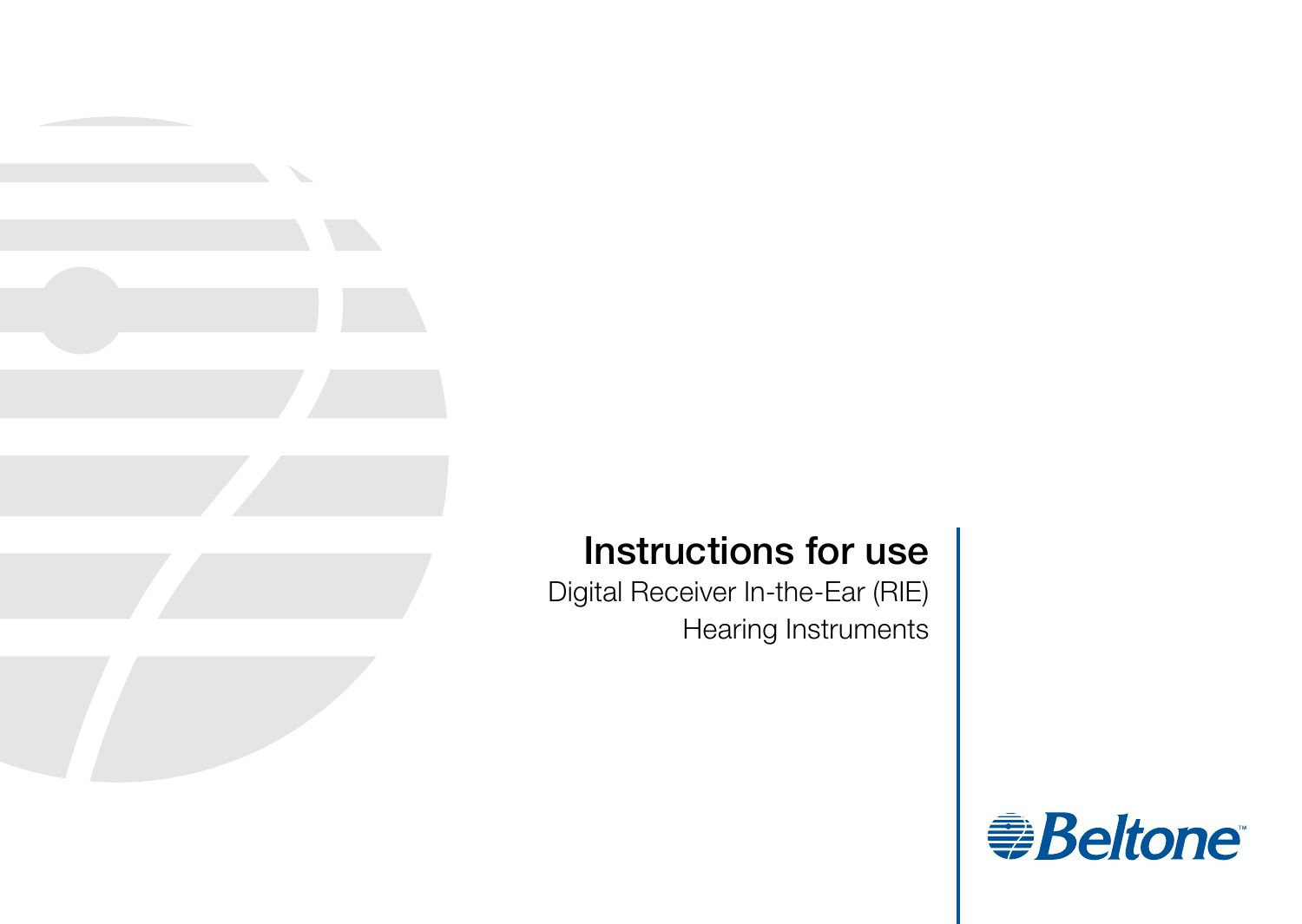# Instructions for use

Digital Receiver In-the-Ear (RIE)
Hearing Instruments

Beltone™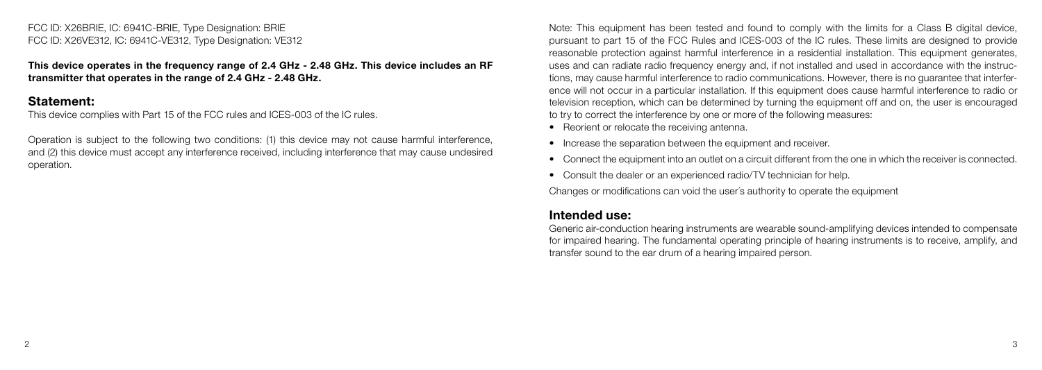FCC ID: X26BRIE, IC: 6941C-BRIE, Type Designation: BRIE
FCC ID: X26VE312, IC: 6941C-VE312, Type Designation: VE312

**This device operates in the frequency range of 2.4 GHz - 2.48 GHz. This device includes an RF transmitter that operates in the range of 2.4 GHz - 2.48 GHz.**

## Statement:

This device complies with Part 15 of the FCC rules and ICES-003 of the IC rules.

Operation is subject to the following two conditions: (1) this device may not cause harmful interference, and (2) this device must accept any interference received, including interference that may cause undesired operation.

Note: This equipment has been tested and found to comply with the limits for a Class B digital device, pursuant to part 15 of the FCC Rules and ICES-003 of the IC rules. These limits are designed to provide reasonable protection against harmful interference in a residential installation. This equipment generates, uses and can radiate radio frequency energy and, if not installed and used in accordance with the instructions, may cause harmful interference to radio communications. However, there is no guarantee that interference will not occur in a particular installation. If this equipment does cause harmful interference to radio or television reception, which can be determined by turning the equipment off and on, the user is encouraged to try to correct the interference by one or more of the following measures:

- Reorient or relocate the receiving antenna.
- Increase the separation between the equipment and receiver.
- Connect the equipment into an outlet on a circuit different from the one in which the receiver is connected.
- Consult the dealer or an experienced radio/TV technician for help.

Changes or modifications can void the user´s authority to operate the equipment

## Intended use:

Generic air-conduction hearing instruments are wearable sound-amplifying devices intended to compensate for impaired hearing. The fundamental operating principle of hearing instruments is to receive, amplify, and transfer sound to the ear drum of a hearing impaired person.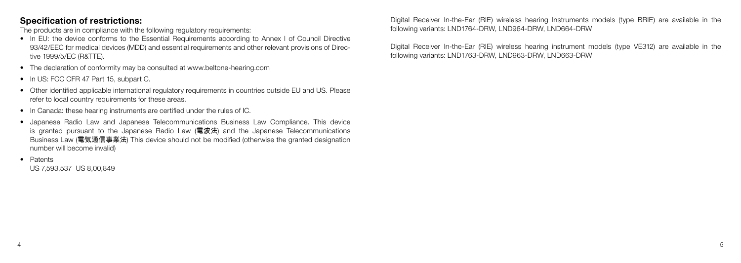## Specification of restrictions:

The products are in compliance with the following regulatory requirements:

- In EU: the device conforms to the Essential Requirements according to Annex I of Council Directive 93/42/EEC for medical devices (MDD) and essential requirements and other relevant provisions of Directive 1999/5/EC (R&TTE).
- The declaration of conformity may be consulted at www.beltone-hearing.com
- In US: FCC CFR 47 Part 15, subpart C.
- Other identified applicable international regulatory requirements in countries outside EU and US. Please refer to local country requirements for these areas.
- In Canada: these hearing instruments are certified under the rules of IC.
- Japanese Radio Law and Japanese Telecommunications Business Law Compliance. This device is granted pursuant to the Japanese Radio Law (**電波法**) and the Japanese Telecommunications Business Law (**電気通信事業法**) This device should not be modified (otherwise the granted designation number will become invalid)
- Patents
  US 7,593,537 US 8,00,849

Digital Receiver In-the-Ear (RIE) wireless hearing Instruments models (type BRIE) are available in the following variants: LND1764-DRW, LND964-DRW, LND664-DRW

Digital Receiver In-the-Ear (RIE) wireless hearing instrument models (type VE312) are available in the following variants: LND1763-DRW, LND963-DRW, LND663-DRW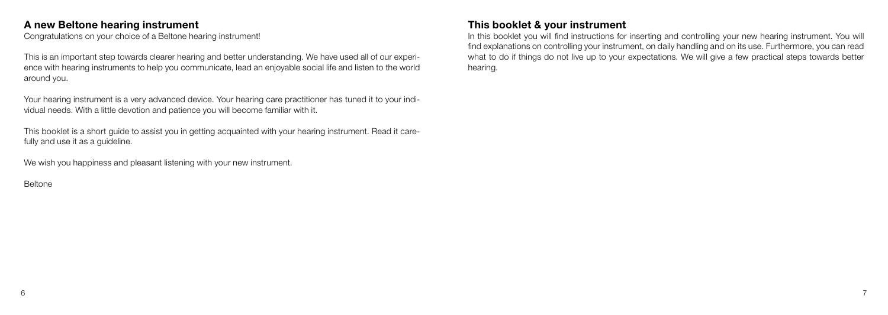## A new Beltone hearing instrument

Congratulations on your choice of a Beltone hearing instrument!

This is an important step towards clearer hearing and better understanding. We have used all of our experience with hearing instruments to help you communicate, lead an enjoyable social life and listen to the world around you.

Your hearing instrument is a very advanced device. Your hearing care practitioner has tuned it to your individual needs. With a little devotion and patience you will become familiar with it.

This booklet is a short guide to assist you in getting acquainted with your hearing instrument. Read it carefully and use it as a guideline.

We wish you happiness and pleasant listening with your new instrument.

Beltone

## This booklet & your instrument

In this booklet you will find instructions for inserting and controlling your new hearing instrument. You will find explanations on controlling your instrument, on daily handling and on its use. Furthermore, you can read what to do if things do not live up to your expectations. We will give a few practical steps towards better hearing.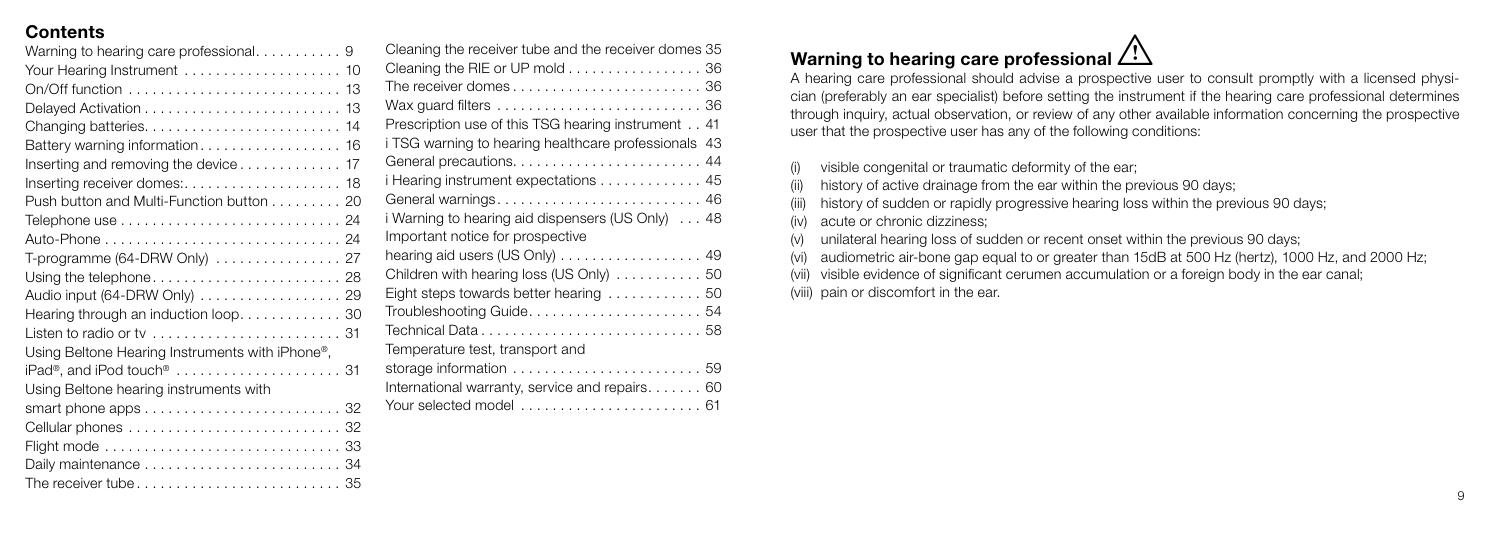## Contents

| | |
|---|---|
| Warning to hearing care professional | 9 |
| Your Hearing Instrument | 10 |
| On/Off function | 13 |
| Delayed Activation | 13 |
| Changing batteries | 14 |
| Battery warning information | 16 |
| Inserting and removing the device | 17 |
| Inserting receiver domes: | 18 |
| Push button and Multi-Function button | 20 |
| Telephone use | 24 |
| Auto-Phone | 24 |
| T-programme (64-DRW Only) | 27 |
| Using the telephone | 28 |
| Audio input (64-DRW Only) | 29 |
| Hearing through an induction loop | 30 |
| Listen to radio or tv | 31 |
| Using Beltone Hearing Instruments with iPhone®, iPad®, and iPod touch® | 31 |
| Using Beltone hearing instruments with smart phone apps | 32 |
| Cellular phones | 32 |
| Flight mode | 33 |
| Daily maintenance | 34 |
| The receiver tube | 35 |
| Cleaning the receiver tube and the receiver domes | 35 |
| Cleaning the RIE or UP mold | 36 |
| The receiver domes | 36 |
| Wax guard filters | 36 |
| Prescription use of this TSG hearing instrument | 41 |
| i TSG warning to hearing healthcare professionals | 43 |
| General precautions | 44 |
| i Hearing instrument expectations | 45 |
| General warnings | 46 |
| i Warning to hearing aid dispensers (US Only) | 48 |
| Important notice for prospective hearing aid users (US Only) | 49 |
| Children with hearing loss (US Only) | 50 |
| Eight steps towards better hearing | 50 |
| Troubleshooting Guide | 54 |
| Technical Data | 58 |
| Temperature test, transport and storage information | 59 |
| International warranty, service and repairs | 60 |
| Your selected model | 61 |

## Warning to hearing care professional ⚠

A hearing care professional should advise a prospective user to consult promptly with a licensed physician (preferably an ear specialist) before setting the instrument if the hearing care professional determines through inquiry, actual observation, or review of any other available information concerning the prospective user that the prospective user has any of the following conditions:

(i) visible congenital or traumatic deformity of the ear;
(ii) history of active drainage from the ear within the previous 90 days;
(iii) history of sudden or rapidly progressive hearing loss within the previous 90 days;
(iv) acute or chronic dizziness;
(v) unilateral hearing loss of sudden or recent onset within the previous 90 days;
(vi) audiometric air-bone gap equal to or greater than 15dB at 500 Hz (hertz), 1000 Hz, and 2000 Hz;
(vii) visible evidence of significant cerumen accumulation or a foreign body in the ear canal;
(viii) pain or discomfort in the ear.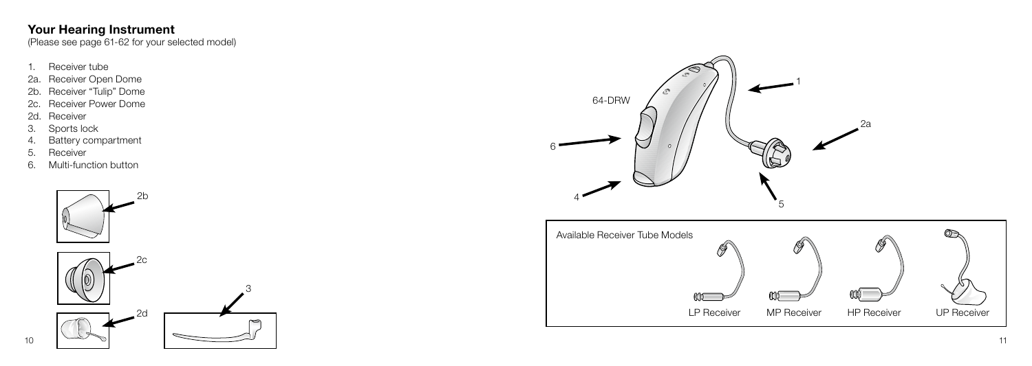## Your Hearing Instrument

(Please see page 61-62 for your selected model)

1. Receiver tube
2a. Receiver Open Dome
2b. Receiver "Tulip" Dome
2c. Receiver Power Dome
2d. Receiver
3. Sports lock
4. Battery compartment
5. Receiver
6. Multi-function button

64-DRW

Available Receiver Tube Models

LP Receiver | MP Receiver | HP Receiver | UP Receiver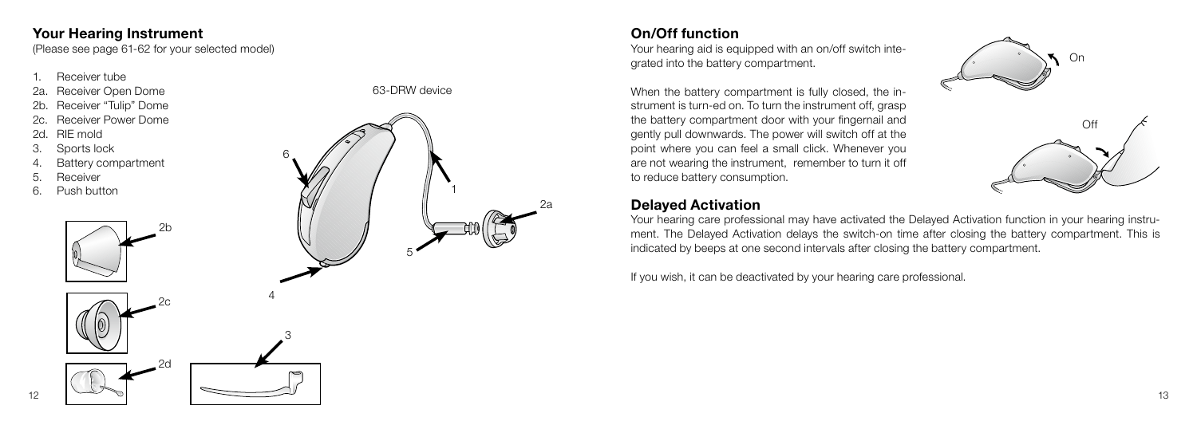## Your Hearing Instrument

(Please see page 61-62 for your selected model)

1. Receiver tube
2a. Receiver Open Dome
2b. Receiver "Tulip" Dome
2c. Receiver Power Dome
2d. RIE mold
3. Sports lock
4. Battery compartment
5. Receiver
6. Push button

63-DRW device

## On/Off function

Your hearing aid is equipped with an on/off switch integrated into the battery compartment.

When the battery compartment is fully closed, the instrument is turn-ed on. To turn the instrument off, grasp the battery compartment door with your fingernail and gently pull downwards. The power will switch off at the point where you can feel a small click. Whenever you are not wearing the instrument, remember to turn it off to reduce battery consumption.

On

Off

## Delayed Activation

Your hearing care professional may have activated the Delayed Activation function in your hearing instrument. The Delayed Activation delays the switch-on time after closing the battery compartment. This is indicated by beeps at one second intervals after closing the battery compartment.

If you wish, it can be deactivated by your hearing care professional.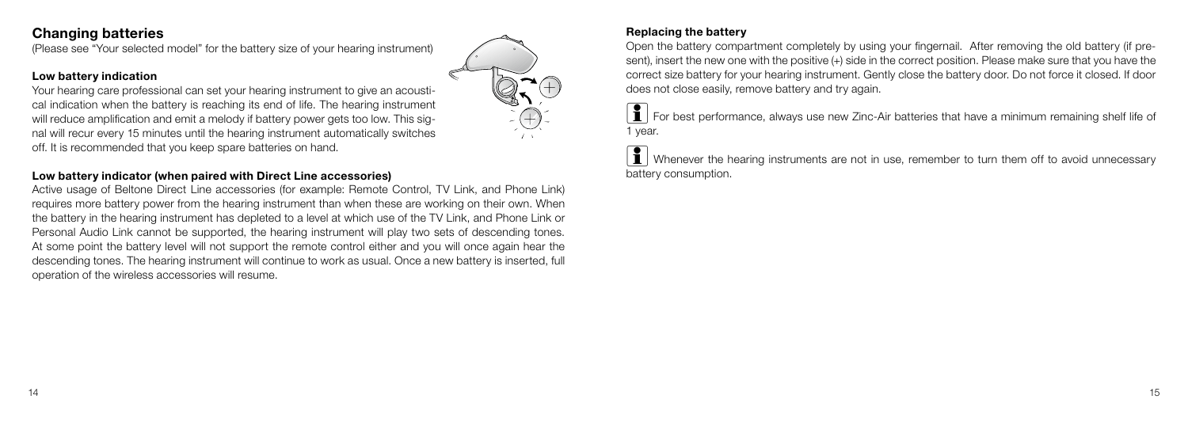## Changing batteries

(Please see "Your selected model" for the battery size of your hearing instrument)

### Low battery indication

Your hearing care professional can set your hearing instrument to give an acoustical indication when the battery is reaching its end of life. The hearing instrument will reduce amplification and emit a melody if battery power gets too low. This signal will recur every 15 minutes until the hearing instrument automatically switches off. It is recommended that you keep spare batteries on hand.

### Low battery indicator (when paired with Direct Line accessories)

Active usage of Beltone Direct Line accessories (for example: Remote Control, TV Link, and Phone Link) requires more battery power from the hearing instrument than when these are working on their own. When the battery in the hearing instrument has depleted to a level at which use of the TV Link, and Phone Link or Personal Audio Link cannot be supported, the hearing instrument will play two sets of descending tones. At some point the battery level will not support the remote control either and you will once again hear the descending tones. The hearing instrument will continue to work as usual. Once a new battery is inserted, full operation of the wireless accessories will resume.

### Replacing the battery

Open the battery compartment completely by using your fingernail. After removing the old battery (if present), insert the new one with the positive (+) side in the correct position. Please make sure that you have the correct size battery for your hearing instrument. Gently close the battery door. Do not force it closed. If door does not close easily, remove battery and try again.

For best performance, always use new Zinc-Air batteries that have a minimum remaining shelf life of 1 year.

Whenever the hearing instruments are not in use, remember to turn them off to avoid unnecessary battery consumption.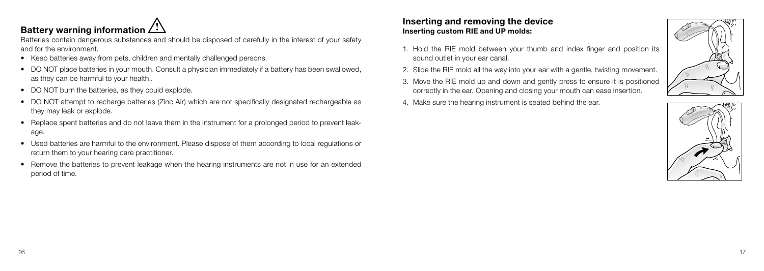## Battery warning information ⚠

Batteries contain dangerous substances and should be disposed of carefully in the interest of your safety and for the environment.

- Keep batteries away from pets, children and mentally challenged persons.
- DO NOT place batteries in your mouth. Consult a physician immediately if a battery has been swallowed, as they can be harmful to your health..
- DO NOT burn the batteries, as they could explode.
- DO NOT attempt to recharge batteries (Zinc Air) which are not specifically designated rechargeable as they may leak or explode.
- Replace spent batteries and do not leave them in the instrument for a prolonged period to prevent leakage.
- Used batteries are harmful to the environment. Please dispose of them according to local regulations or return them to your hearing care practitioner.
- Remove the batteries to prevent leakage when the hearing instruments are not in use for an extended period of time.

## Inserting and removing the device

### Inserting custom RIE and UP molds:

1. Hold the RIE mold between your thumb and index finger and position its sound outlet in your ear canal.
2. Slide the RIE mold all the way into your ear with a gentle, twisting movement.
3. Move the RIE mold up and down and gently press to ensure it is positioned correctly in the ear. Opening and closing your mouth can ease insertion.
4. Make sure the hearing instrument is seated behind the ear.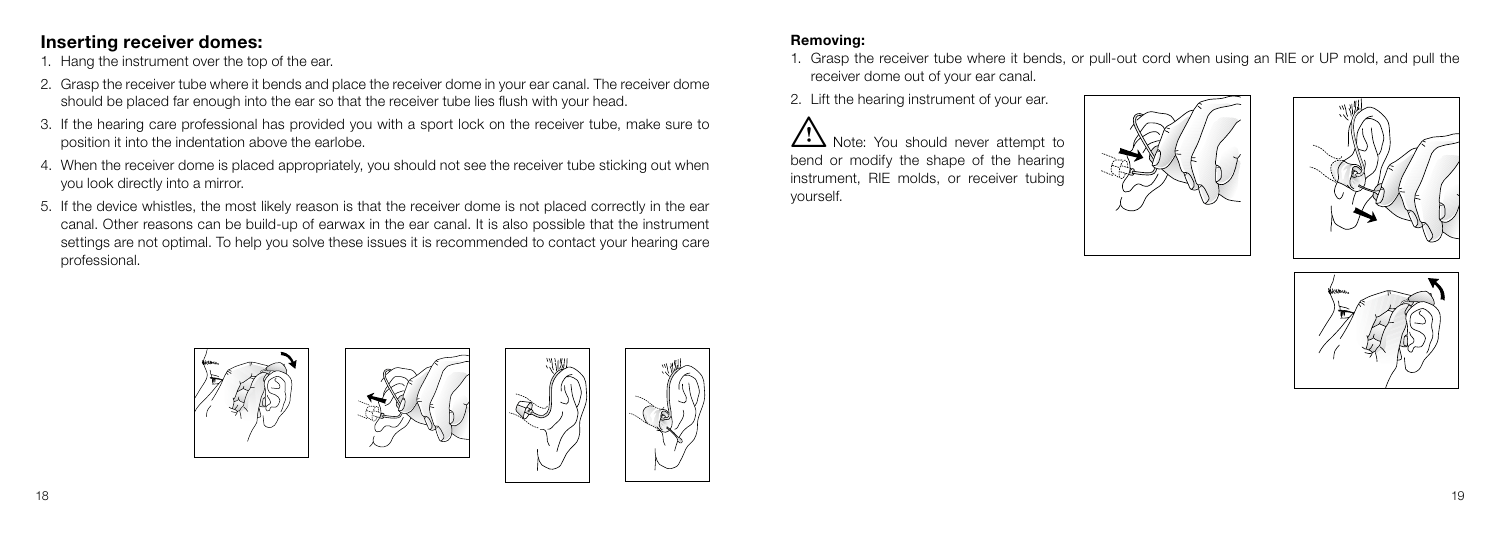## Inserting receiver domes:

1. Hang the instrument over the top of the ear.
2. Grasp the receiver tube where it bends and place the receiver dome in your ear canal. The receiver dome should be placed far enough into the ear so that the receiver tube lies flush with your head.
3. If the hearing care professional has provided you with a sport lock on the receiver tube, make sure to position it into the indentation above the earlobe.
4. When the receiver dome is placed appropriately, you should not see the receiver tube sticking out when you look directly into a mirror.
5. If the device whistles, the most likely reason is that the receiver dome is not placed correctly in the ear canal. Other reasons can be build-up of earwax in the ear canal. It is also possible that the instrument settings are not optimal. To help you solve these issues it is recommended to contact your hearing care professional.

**Removing:**

1. Grasp the receiver tube where it bends, or pull-out cord when using an RIE or UP mold, and pull the receiver dome out of your ear canal.
2. Lift the hearing instrument of your ear.

⚠ Note: You should never attempt to bend or modify the shape of the hearing instrument, RIE molds, or receiver tubing yourself.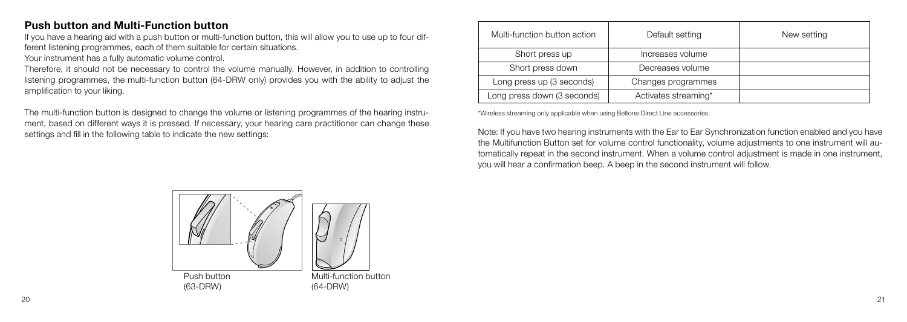## Push button and Multi-Function button

If you have a hearing aid with a push button or multi-function button, this will allow you to use up to four different listening programmes, each of them suitable for certain situations.

Your instrument has a fully automatic volume control.

Therefore, it should not be necessary to control the volume manually. However, in addition to controlling listening programmes, the multi-function button (64-DRW only) provides you with the ability to adjust the amplification to your liking.

The multi-function button is designed to change the volume or listening programmes of the hearing instrument, based on different ways it is pressed. If necessary, your hearing care practitioner can change these settings and fill in the following table to indicate the new settings:

Push button (63-DRW)

Multi-function button (64-DRW)

| Multi-function button action | Default setting | New setting |
| --- | --- | --- |
| Short press up | Increases volume | |
| Short press down | Decreases volume | |
| Long press up (3 seconds) | Changes programmes | |
| Long press down (3 seconds) | Activates streaming* | |

*Wireless streaming only applicable when using Beltone Direct Line accessories.

Note: If you have two hearing instruments with the Ear to Ear Synchronization function enabled and you have the Multifunction Button set for volume control functionality, volume adjustments to one instrument will automatically repeat in the second instrument. When a volume control adjustment is made in one instrument, you will hear a confirmation beep. A beep in the second instrument will follow.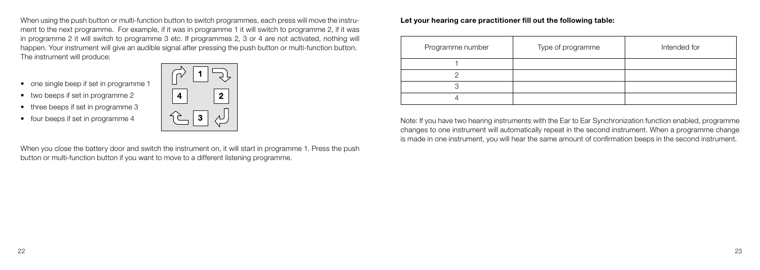When using the push button or multi-function button to switch programmes, each press will move the instrument to the next programme. For example, if it was in programme 1 it will switch to programme 2, if it was in programme 2 it will switch to programme 3 etc. If programmes 2, 3 or 4 are not activated, nothing will happen. Your instrument will give an audible signal after pressing the push button or multi-function button. The instrument will produce:

- one single beep if set in programme 1
- two beeps if set in programme 2
- three beeps if set in programme 3
- four beeps if set in programme 4

When you close the battery door and switch the instrument on, it will start in programme 1. Press the push button or multi-function button if you want to move to a different listening programme.

**Let your hearing care practitioner fill out the following table:**

| Programme number | Type of programme | Intended for |
| --- | --- | --- |
| 1 | | |
| 2 | | |
| 3 | | |
| 4 | | |

Note: If you have two hearing instruments with the Ear to Ear Synchronization function enabled, programme changes to one instrument will automatically repeat in the second instrument. When a programme change is made in one instrument, you will hear the same amount of confirmation beeps in the second instrument.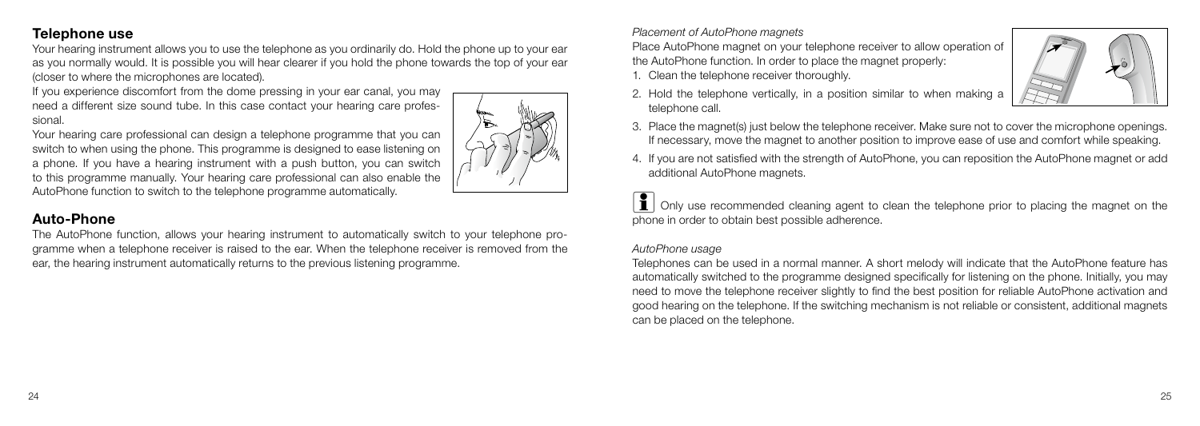## Telephone use

Your hearing instrument allows you to use the telephone as you ordinarily do. Hold the phone up to your ear as you normally would. It is possible you will hear clearer if you hold the phone towards the top of your ear (closer to where the microphones are located).

If you experience discomfort from the dome pressing in your ear canal, you may need a different size sound tube. In this case contact your hearing care professional.

Your hearing care professional can design a telephone programme that you can switch to when using the phone. This programme is designed to ease listening on a phone. If you have a hearing instrument with a push button, you can switch to this programme manually. Your hearing care professional can also enable the AutoPhone function to switch to the telephone programme automatically.

## Auto-Phone

The AutoPhone function, allows your hearing instrument to automatically switch to your telephone programme when a telephone receiver is raised to the ear. When the telephone receiver is removed from the ear, the hearing instrument automatically returns to the previous listening programme.

*Placement of AutoPhone magnets*

Place AutoPhone magnet on your telephone receiver to allow operation of the AutoPhone function. In order to place the magnet properly:

1. Clean the telephone receiver thoroughly.
2. Hold the telephone vertically, in a position similar to when making a telephone call.
3. Place the magnet(s) just below the telephone receiver. Make sure not to cover the microphone openings. If necessary, move the magnet to another position to improve ease of use and comfort while speaking.
4. If you are not satisfied with the strength of AutoPhone, you can reposition the AutoPhone magnet or add additional AutoPhone magnets.

Only use recommended cleaning agent to clean the telephone prior to placing the magnet on the phone in order to obtain best possible adherence.

*AutoPhone usage*

Telephones can be used in a normal manner. A short melody will indicate that the AutoPhone feature has automatically switched to the programme designed specifically for listening on the phone. Initially, you may need to move the telephone receiver slightly to find the best position for reliable AutoPhone activation and good hearing on the telephone. If the switching mechanism is not reliable or consistent, additional magnets can be placed on the telephone.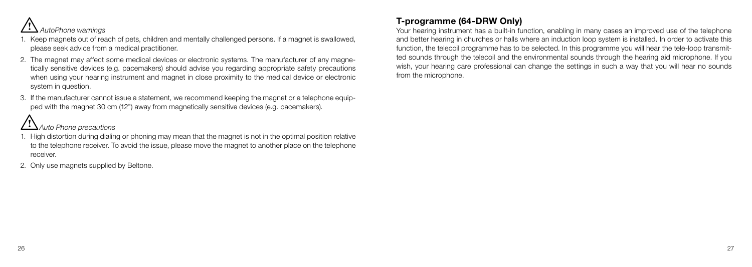⚠ *AutoPhone warnings*

1. Keep magnets out of reach of pets, children and mentally challenged persons. If a magnet is swallowed, please seek advice from a medical practitioner.
2. The magnet may affect some medical devices or electronic systems. The manufacturer of any magnetically sensitive devices (e.g. pacemakers) should advise you regarding appropriate safety precautions when using your hearing instrument and magnet in close proximity to the medical device or electronic system in question.
3. If the manufacturer cannot issue a statement, we recommend keeping the magnet or a telephone equipped with the magnet 30 cm (12") away from magnetically sensitive devices (e.g. pacemakers).

⚠ *Auto Phone precautions*

1. High distortion during dialing or phoning may mean that the magnet is not in the optimal position relative to the telephone receiver. To avoid the issue, please move the magnet to another place on the telephone receiver.
2. Only use magnets supplied by Beltone.

## T-programme (64-DRW Only)

Your hearing instrument has a built-in function, enabling in many cases an improved use of the telephone and better hearing in churches or halls where an induction loop system is installed. In order to activate this function, the telecoil programme has to be selected. In this programme you will hear the tele-loop transmitted sounds through the telecoil and the environmental sounds through the hearing aid microphone. If you wish, your hearing care professional can change the settings in such a way that you will hear no sounds from the microphone.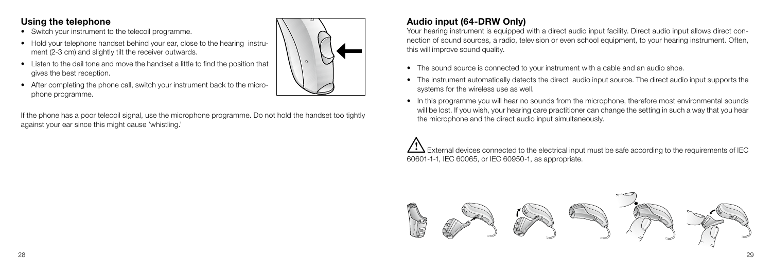## Using the telephone

- Switch your instrument to the telecoil programme.
- Hold your telephone handset behind your ear, close to the hearing instrument (2-3 cm) and slightly tilt the receiver outwards.
- Listen to the dail tone and move the handset a little to find the position that gives the best reception.
- After completing the phone call, switch your instrument back to the microphone programme.

If the phone has a poor telecoil signal, use the microphone programme. Do not hold the handset too tightly against your ear since this might cause 'whistling.'

## Audio input (64-DRW Only)

Your hearing instrument is equipped with a direct audio input facility. Direct audio input allows direct connection of sound sources, a radio, television or even school equipment, to your hearing instrument. Often, this will improve sound quality.

- The sound source is connected to your instrument with a cable and an audio shoe.
- The instrument automatically detects the direct audio input source. The direct audio input supports the systems for the wireless use as well.
- In this programme you will hear no sounds from the microphone, therefore most environmental sounds will be lost. If you wish, your hearing care practitioner can change the setting in such a way that you hear the microphone and the direct audio input simultaneously.

⚠ External devices connected to the electrical input must be safe according to the requirements of IEC 60601-1-1, IEC 60065, or IEC 60950-1, as appropriate.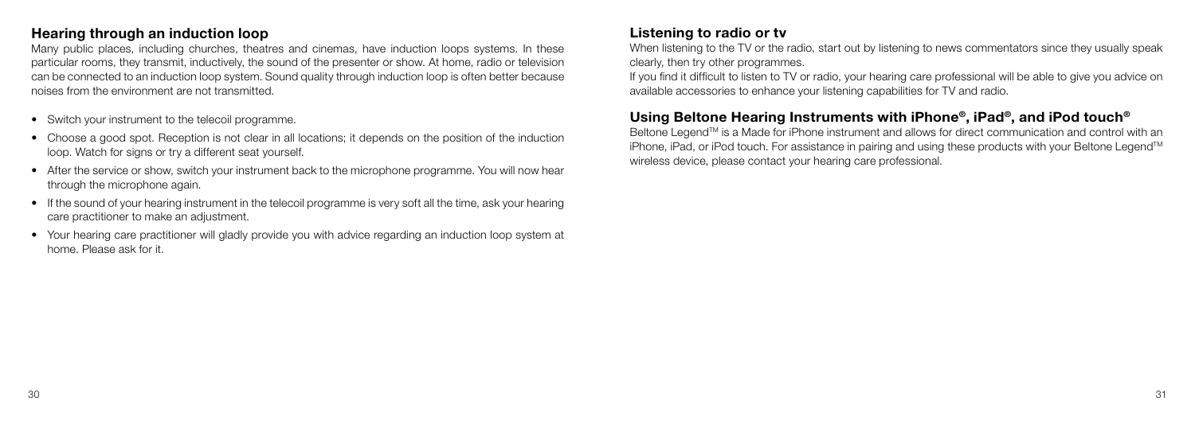## Hearing through an induction loop

Many public places, including churches, theatres and cinemas, have induction loops systems. In these particular rooms, they transmit, inductively, the sound of the presenter or show. At home, radio or television can be connected to an induction loop system. Sound quality through induction loop is often better because noises from the environment are not transmitted.

- Switch your instrument to the telecoil programme.
- Choose a good spot. Reception is not clear in all locations; it depends on the position of the induction loop. Watch for signs or try a different seat yourself.
- After the service or show, switch your instrument back to the microphone programme. You will now hear through the microphone again.
- If the sound of your hearing instrument in the telecoil programme is very soft all the time, ask your hearing care practitioner to make an adjustment.
- Your hearing care practitioner will gladly provide you with advice regarding an induction loop system at home. Please ask for it.

## Listening to radio or tv

When listening to the TV or the radio, start out by listening to news commentators since they usually speak clearly, then try other programmes.

If you find it difficult to listen to TV or radio, your hearing care professional will be able to give you advice on available accessories to enhance your listening capabilities for TV and radio.

## Using Beltone Hearing Instruments with iPhone®, iPad®, and iPod touch®

Beltone Legend™ is a Made for iPhone instrument and allows for direct communication and control with an iPhone, iPad, or iPod touch. For assistance in pairing and using these products with your Beltone Legend™ wireless device, please contact your hearing care professional.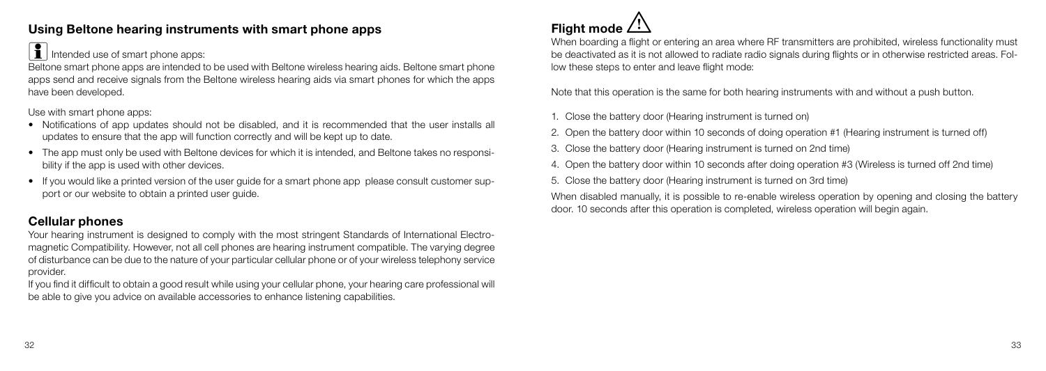## Using Beltone hearing instruments with smart phone apps

Intended use of smart phone apps:

Beltone smart phone apps are intended to be used with Beltone wireless hearing aids. Beltone smart phone apps send and receive signals from the Beltone wireless hearing aids via smart phones for which the apps have been developed.

Use with smart phone apps:

- Notifications of app updates should not be disabled, and it is recommended that the user installs all updates to ensure that the app will function correctly and will be kept up to date.
- The app must only be used with Beltone devices for which it is intended, and Beltone takes no responsibility if the app is used with other devices.
- If you would like a printed version of the user guide for a smart phone app please consult customer support or our website to obtain a printed user guide.

## Cellular phones

Your hearing instrument is designed to comply with the most stringent Standards of International Electromagnetic Compatibility. However, not all cell phones are hearing instrument compatible. The varying degree of disturbance can be due to the nature of your particular cellular phone or of your wireless telephony service provider.

If you find it difficult to obtain a good result while using your cellular phone, your hearing care professional will be able to give you advice on available accessories to enhance listening capabilities.

## Flight mode ⚠

When boarding a flight or entering an area where RF transmitters are prohibited, wireless functionality must be deactivated as it is not allowed to radiate radio signals during flights or in otherwise restricted areas. Follow these steps to enter and leave flight mode:

Note that this operation is the same for both hearing instruments with and without a push button.

1. Close the battery door (Hearing instrument is turned on)
2. Open the battery door within 10 seconds of doing operation #1 (Hearing instrument is turned off)
3. Close the battery door (Hearing instrument is turned on 2nd time)
4. Open the battery door within 10 seconds after doing operation #3 (Wireless is turned off 2nd time)
5. Close the battery door (Hearing instrument is turned on 3rd time)

When disabled manually, it is possible to re-enable wireless operation by opening and closing the battery door. 10 seconds after this operation is completed, wireless operation will begin again.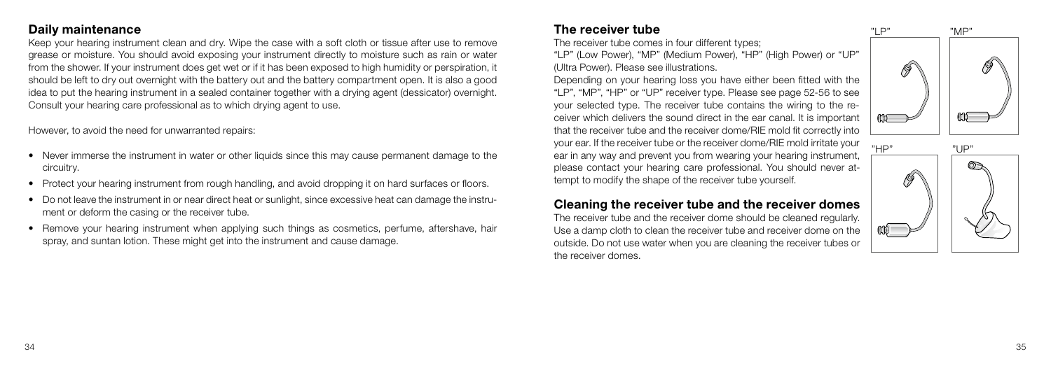## Daily maintenance

Keep your hearing instrument clean and dry. Wipe the case with a soft cloth or tissue after use to remove grease or moisture. You should avoid exposing your instrument directly to moisture such as rain or water from the shower. If your instrument does get wet or if it has been exposed to high humidity or perspiration, it should be left to dry out overnight with the battery out and the battery compartment open. It is also a good idea to put the hearing instrument in a sealed container together with a drying agent (dessicator) overnight. Consult your hearing care professional as to which drying agent to use.

However, to avoid the need for unwarranted repairs:

- Never immerse the instrument in water or other liquids since this may cause permanent damage to the circuitry.
- Protect your hearing instrument from rough handling, and avoid dropping it on hard surfaces or floors.
- Do not leave the instrument in or near direct heat or sunlight, since excessive heat can damage the instrument or deform the casing or the receiver tube.
- Remove your hearing instrument when applying such things as cosmetics, perfume, aftershave, hair spray, and suntan lotion. These might get into the instrument and cause damage.

## The receiver tube

The receiver tube comes in four different types;

"LP" (Low Power), "MP" (Medium Power), "HP" (High Power) or "UP" (Ultra Power). Please see illustrations.

Depending on your hearing loss you have either been fitted with the "LP", "MP", "HP" or "UP" receiver type. Please see page 52-56 to see your selected type. The receiver tube contains the wiring to the receiver which delivers the sound direct in the ear canal. It is important that the receiver tube and the receiver dome/RIE mold fit correctly into your ear. If the receiver tube or the receiver dome/RIE mold irritate your ear in any way and prevent you from wearing your hearing instrument, please contact your hearing care professional. You should never attempt to modify the shape of the receiver tube yourself.

"LP" "MP" "HP" "UP"

## Cleaning the receiver tube and the receiver domes

The receiver tube and the receiver dome should be cleaned regularly. Use a damp cloth to clean the receiver tube and receiver dome on the outside. Do not use water when you are cleaning the receiver tubes or the receiver domes.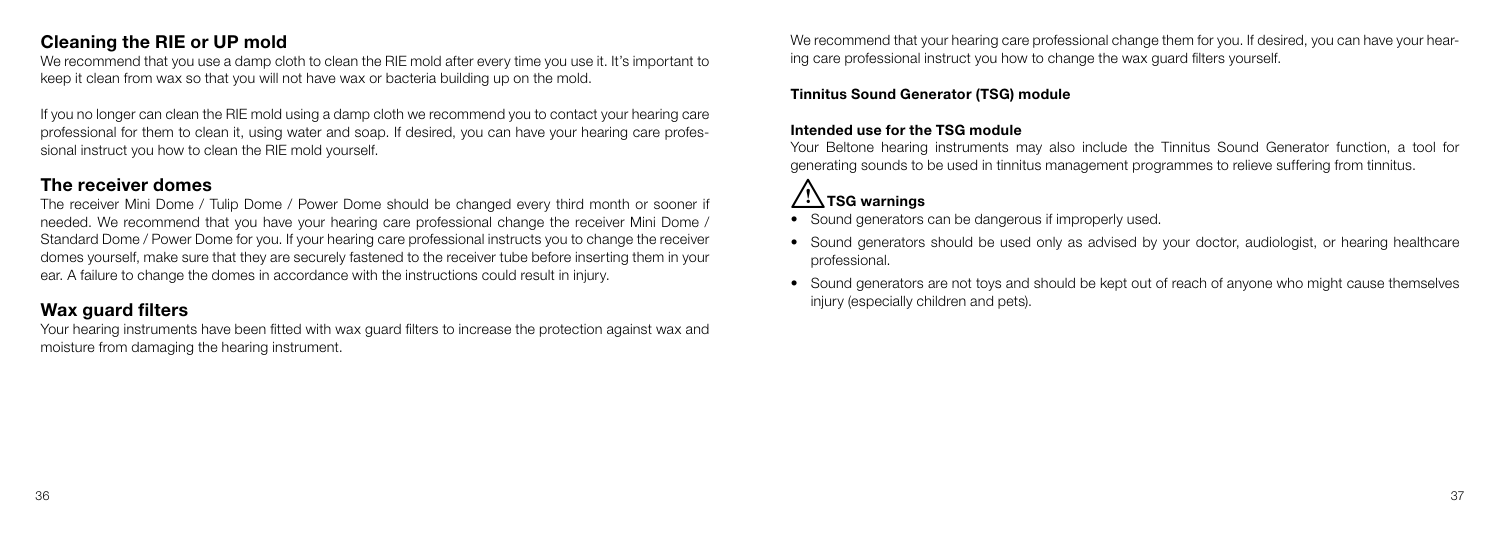## Cleaning the RIE or UP mold

We recommend that you use a damp cloth to clean the RIE mold after every time you use it. It's important to keep it clean from wax so that you will not have wax or bacteria building up on the mold.

If you no longer can clean the RIE mold using a damp cloth we recommend you to contact your hearing care professional for them to clean it, using water and soap. If desired, you can have your hearing care professional instruct you how to clean the RIE mold yourself.

## The receiver domes

The receiver Mini Dome / Tulip Dome / Power Dome should be changed every third month or sooner if needed. We recommend that you have your hearing care professional change the receiver Mini Dome / Standard Dome / Power Dome for you. If your hearing care professional instructs you to change the receiver domes yourself, make sure that they are securely fastened to the receiver tube before inserting them in your ear. A failure to change the domes in accordance with the instructions could result in injury.

## Wax guard filters

Your hearing instruments have been fitted with wax guard filters to increase the protection against wax and moisture from damaging the hearing instrument.

We recommend that your hearing care professional change them for you. If desired, you can have your hearing care professional instruct you how to change the wax guard filters yourself.

**Tinnitus Sound Generator (TSG) module**

**Intended use for the TSG module**

Your Beltone hearing instruments may also include the Tinnitus Sound Generator function, a tool for generating sounds to be used in tinnitus management programmes to relieve suffering from tinnitus.

### ⚠ TSG warnings

- Sound generators can be dangerous if improperly used.
- Sound generators should be used only as advised by your doctor, audiologist, or hearing healthcare professional.
- Sound generators are not toys and should be kept out of reach of anyone who might cause themselves injury (especially children and pets).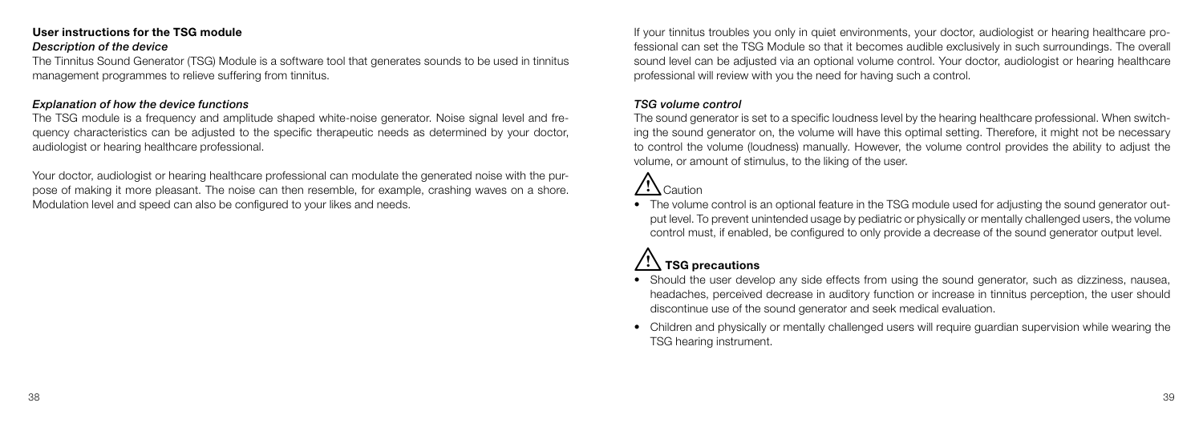## User instructions for the TSG module

### *Description of the device*

The Tinnitus Sound Generator (TSG) Module is a software tool that generates sounds to be used in tinnitus management programmes to relieve suffering from tinnitus.

### *Explanation of how the device functions*

The TSG module is a frequency and amplitude shaped white-noise generator. Noise signal level and frequency characteristics can be adjusted to the specific therapeutic needs as determined by your doctor, audiologist or hearing healthcare professional.

Your doctor, audiologist or hearing healthcare professional can modulate the generated noise with the purpose of making it more pleasant. The noise can then resemble, for example, crashing waves on a shore. Modulation level and speed can also be configured to your likes and needs.

If your tinnitus troubles you only in quiet environments, your doctor, audiologist or hearing healthcare professional can set the TSG Module so that it becomes audible exclusively in such surroundings. The overall sound level can be adjusted via an optional volume control. Your doctor, audiologist or hearing healthcare professional will review with you the need for having such a control.

### *TSG volume control*

The sound generator is set to a specific loudness level by the hearing healthcare professional. When switching the sound generator on, the volume will have this optimal setting. Therefore, it might not be necessary to control the volume (loudness) manually. However, the volume control provides the ability to adjust the volume, or amount of stimulus, to the liking of the user.

⚠ Caution

- The volume control is an optional feature in the TSG module used for adjusting the sound generator output level. To prevent unintended usage by pediatric or physically or mentally challenged users, the volume control must, if enabled, be configured to only provide a decrease of the sound generator output level.

### ⚠ TSG precautions

- Should the user develop any side effects from using the sound generator, such as dizziness, nausea, headaches, perceived decrease in auditory function or increase in tinnitus perception, the user should discontinue use of the sound generator and seek medical evaluation.
- Children and physically or mentally challenged users will require guardian supervision while wearing the TSG hearing instrument.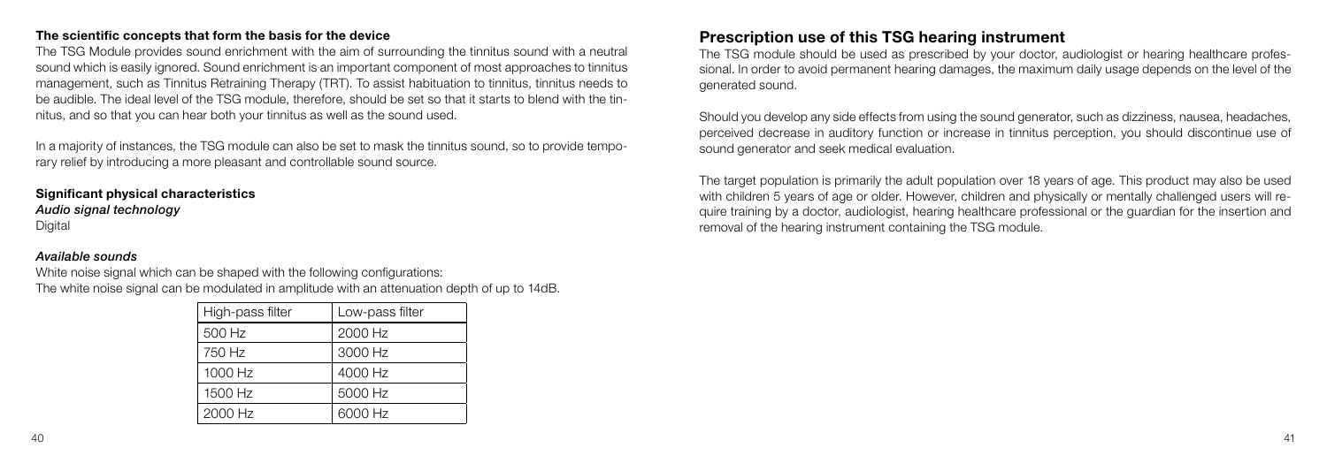### The scientific concepts that form the basis for the device

The TSG Module provides sound enrichment with the aim of surrounding the tinnitus sound with a neutral sound which is easily ignored. Sound enrichment is an important component of most approaches to tinnitus management, such as Tinnitus Retraining Therapy (TRT). To assist habituation to tinnitus, tinnitus needs to be audible. The ideal level of the TSG module, therefore, should be set so that it starts to blend with the tinnitus, and so that you can hear both your tinnitus as well as the sound used.

In a majority of instances, the TSG module can also be set to mask the tinnitus sound, so to provide temporary relief by introducing a more pleasant and controllable sound source.

### Significant physical characteristics

***Audio signal technology***

Digital

***Available sounds***

White noise signal which can be shaped with the following configurations:
The white noise signal can be modulated in amplitude with an attenuation depth of up to 14dB.

| High-pass filter | Low-pass filter |
|---|---|
| 500 Hz | 2000 Hz |
| 750 Hz | 3000 Hz |
| 1000 Hz | 4000 Hz |
| 1500 Hz | 5000 Hz |
| 2000 Hz | 6000 Hz |

## Prescription use of this TSG hearing instrument

The TSG module should be used as prescribed by your doctor, audiologist or hearing healthcare professional. In order to avoid permanent hearing damages, the maximum daily usage depends on the level of the generated sound.

Should you develop any side effects from using the sound generator, such as dizziness, nausea, headaches, perceived decrease in auditory function or increase in tinnitus perception, you should discontinue use of sound generator and seek medical evaluation.

The target population is primarily the adult population over 18 years of age. This product may also be used with children 5 years of age or older. However, children and physically or mentally challenged users will require training by a doctor, audiologist, hearing healthcare professional or the guardian for the insertion and removal of the hearing instrument containing the TSG module.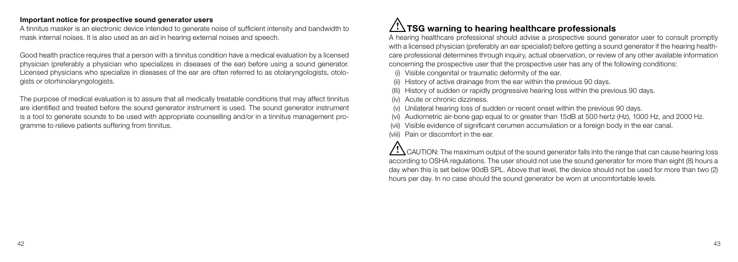**Important notice for prospective sound generator users**

A tinnitus masker is an electronic device intended to generate noise of sufficient intensity and bandwidth to mask internal noises. It is also used as an aid in hearing external noises and speech.

Good health practice requires that a person with a tinnitus condition have a medical evaluation by a licensed physician (preferably a physician who specializes in diseases of the ear) before using a sound generator. Licensed physicians who specialize in diseases of the ear are often referred to as otolaryngologists, otologists or otorhinolaryngologists.

The purpose of medical evaluation is to assure that all medically treatable conditions that may affect tinnitus are identified and treated before the sound generator instrument is used. The sound generator instrument is a tool to generate sounds to be used with appropriate counselling and/or in a tinnitus management programme to relieve patients suffering from tinnitus.

## ⚠ TSG warning to hearing healthcare professionals

A hearing healthcare professional should advise a prospective sound generator user to consult promptly with a licensed physician (preferably an ear specialist) before getting a sound generator if the hearing healthcare professional determines through inquiry, actual observation, or review of any other available information concerning the prospective user that the prospective user has any of the following conditions:

(i) Visible congenital or traumatic deformity of the ear.
(ii) History of active drainage from the ear within the previous 90 days.
(III) History of sudden or rapidly progressive hearing loss within the previous 90 days.
(iv) Acute or chronic dizziness.
(v) Unilateral hearing loss of sudden or recent onset within the previous 90 days.
(vi) Audiometric air-bone gap equal to or greater than 15dB at 500 hertz (Hz), 1000 Hz, and 2000 Hz.
(vii) Visible evidence of significant cerumen accumulation or a foreign body in the ear canal.
(viii) Pain or discomfort in the ear.

⚠ CAUTION: The maximum output of the sound generator falls into the range that can cause hearing loss according to OSHA regulations. The user should not use the sound generator for more than eight (8) hours a day when this is set below 90dB SPL. Above that level, the device should not be used for more than two (2) hours per day. In no case should the sound generator be worn at uncomfortable levels.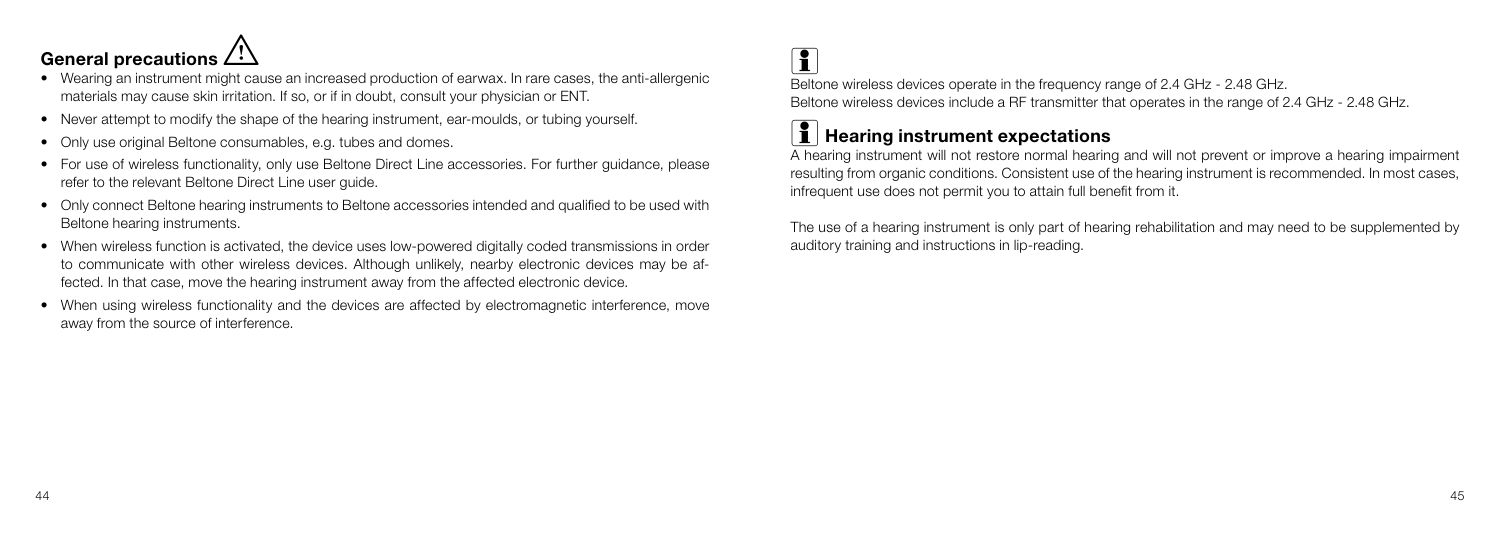## General precautions ⚠

- Wearing an instrument might cause an increased production of earwax. In rare cases, the anti-allergenic materials may cause skin irritation. If so, or if in doubt, consult your physician or ENT.
- Never attempt to modify the shape of the hearing instrument, ear-moulds, or tubing yourself.
- Only use original Beltone consumables, e.g. tubes and domes.
- For use of wireless functionality, only use Beltone Direct Line accessories. For further guidance, please refer to the relevant Beltone Direct Line user guide.
- Only connect Beltone hearing instruments to Beltone accessories intended and qualified to be used with Beltone hearing instruments.
- When wireless function is activated, the device uses low-powered digitally coded transmissions in order to communicate with other wireless devices. Although unlikely, nearby electronic devices may be affected. In that case, move the hearing instrument away from the affected electronic device.
- When using wireless functionality and the devices are affected by electromagnetic interference, move away from the source of interference.

Beltone wireless devices operate in the frequency range of 2.4 GHz - 2.48 GHz.
Beltone wireless devices include a RF transmitter that operates in the range of 2.4 GHz - 2.48 GHz.

## Hearing instrument expectations

A hearing instrument will not restore normal hearing and will not prevent or improve a hearing impairment resulting from organic conditions. Consistent use of the hearing instrument is recommended. In most cases, infrequent use does not permit you to attain full benefit from it.

The use of a hearing instrument is only part of hearing rehabilitation and may need to be supplemented by auditory training and instructions in lip-reading.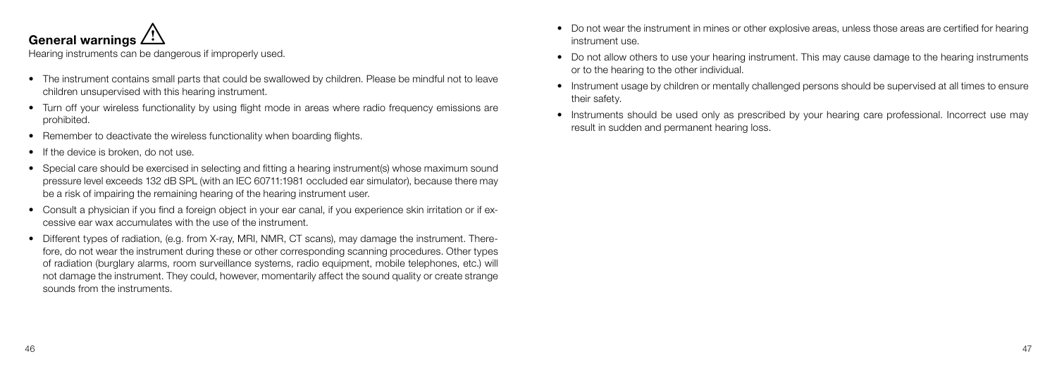## General warnings ⚠

Hearing instruments can be dangerous if improperly used.

- The instrument contains small parts that could be swallowed by children. Please be mindful not to leave children unsupervised with this hearing instrument.
- Turn off your wireless functionality by using flight mode in areas where radio frequency emissions are prohibited.
- Remember to deactivate the wireless functionality when boarding flights.
- If the device is broken, do not use.
- Special care should be exercised in selecting and fitting a hearing instrument(s) whose maximum sound pressure level exceeds 132 dB SPL (with an IEC 60711:1981 occluded ear simulator), because there may be a risk of impairing the remaining hearing of the hearing instrument user.
- Consult a physician if you find a foreign object in your ear canal, if you experience skin irritation or if excessive ear wax accumulates with the use of the instrument.
- Different types of radiation, (e.g. from X-ray, MRI, NMR, CT scans), may damage the instrument. Therefore, do not wear the instrument during these or other corresponding scanning procedures. Other types of radiation (burglary alarms, room surveillance systems, radio equipment, mobile telephones, etc.) will not damage the instrument. They could, however, momentarily affect the sound quality or create strange sounds from the instruments.
- Do not wear the instrument in mines or other explosive areas, unless those areas are certified for hearing instrument use.
- Do not allow others to use your hearing instrument. This may cause damage to the hearing instruments or to the hearing to the other individual.
- Instrument usage by children or mentally challenged persons should be supervised at all times to ensure their safety.
- Instruments should be used only as prescribed by your hearing care professional. Incorrect use may result in sudden and permanent hearing loss.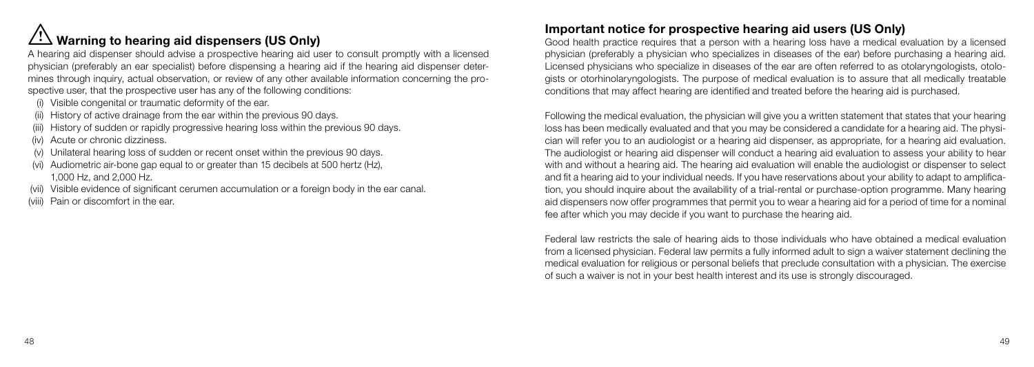## ⚠ Warning to hearing aid dispensers (US Only)

A hearing aid dispenser should advise a prospective hearing aid user to consult promptly with a licensed physician (preferably an ear specialist) before dispensing a hearing aid if the hearing aid dispenser determines through inquiry, actual observation, or review of any other available information concerning the prospective user, that the prospective user has any of the following conditions:

(i) Visible congenital or traumatic deformity of the ear.
(ii) History of active drainage from the ear within the previous 90 days.
(iii) History of sudden or rapidly progressive hearing loss within the previous 90 days.
(iv) Acute or chronic dizziness.
(v) Unilateral hearing loss of sudden or recent onset within the previous 90 days.
(vi) Audiometric air-bone gap equal to or greater than 15 decibels at 500 hertz (Hz), 1,000 Hz, and 2,000 Hz.
(vii) Visible evidence of significant cerumen accumulation or a foreign body in the ear canal.
(viii) Pain or discomfort in the ear.

## Important notice for prospective hearing aid users (US Only)

Good health practice requires that a person with a hearing loss have a medical evaluation by a licensed physician (preferably a physician who specializes in diseases of the ear) before purchasing a hearing aid. Licensed physicians who specialize in diseases of the ear are often referred to as otolaryngologists, otologists or otorhinolaryngologists. The purpose of medical evaluation is to assure that all medically treatable conditions that may affect hearing are identified and treated before the hearing aid is purchased.

Following the medical evaluation, the physician will give you a written statement that states that your hearing loss has been medically evaluated and that you may be considered a candidate for a hearing aid. The physician will refer you to an audiologist or a hearing aid dispenser, as appropriate, for a hearing aid evaluation. The audiologist or hearing aid dispenser will conduct a hearing aid evaluation to assess your ability to hear with and without a hearing aid. The hearing aid evaluation will enable the audiologist or dispenser to select and fit a hearing aid to your individual needs. If you have reservations about your ability to adapt to amplification, you should inquire about the availability of a trial-rental or purchase-option programme. Many hearing aid dispensers now offer programmes that permit you to wear a hearing aid for a period of time for a nominal fee after which you may decide if you want to purchase the hearing aid.

Federal law restricts the sale of hearing aids to those individuals who have obtained a medical evaluation from a licensed physician. Federal law permits a fully informed adult to sign a waiver statement declining the medical evaluation for religious or personal beliefs that preclude consultation with a physician. The exercise of such a waiver is not in your best health interest and its use is strongly discouraged.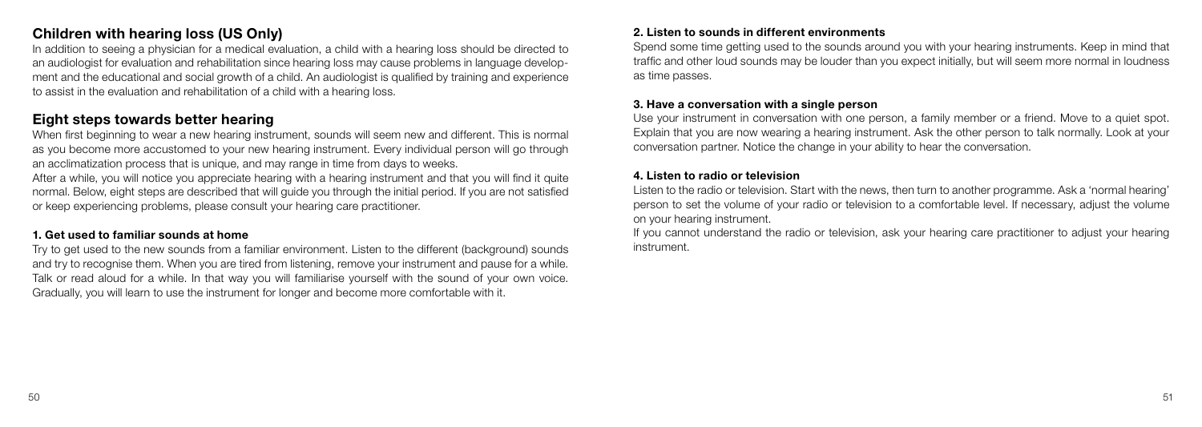## Children with hearing loss (US Only)

In addition to seeing a physician for a medical evaluation, a child with a hearing loss should be directed to an audiologist for evaluation and rehabilitation since hearing loss may cause problems in language development and the educational and social growth of a child. An audiologist is qualified by training and experience to assist in the evaluation and rehabilitation of a child with a hearing loss.

## Eight steps towards better hearing

When first beginning to wear a new hearing instrument, sounds will seem new and different. This is normal as you become more accustomed to your new hearing instrument. Every individual person will go through an acclimatization process that is unique, and may range in time from days to weeks.

After a while, you will notice you appreciate hearing with a hearing instrument and that you will find it quite normal. Below, eight steps are described that will guide you through the initial period. If you are not satisfied or keep experiencing problems, please consult your hearing care practitioner.

#### 1. Get used to familiar sounds at home

Try to get used to the new sounds from a familiar environment. Listen to the different (background) sounds and try to recognise them. When you are tired from listening, remove your instrument and pause for a while. Talk or read aloud for a while. In that way you will familiarise yourself with the sound of your own voice. Gradually, you will learn to use the instrument for longer and become more comfortable with it.

#### 2. Listen to sounds in different environments

Spend some time getting used to the sounds around you with your hearing instruments. Keep in mind that traffic and other loud sounds may be louder than you expect initially, but will seem more normal in loudness as time passes.

#### 3. Have a conversation with a single person

Use your instrument in conversation with one person, a family member or a friend. Move to a quiet spot. Explain that you are now wearing a hearing instrument. Ask the other person to talk normally. Look at your conversation partner. Notice the change in your ability to hear the conversation.

#### 4. Listen to radio or television

Listen to the radio or television. Start with the news, then turn to another programme. Ask a 'normal hearing' person to set the volume of your radio or television to a comfortable level. If necessary, adjust the volume on your hearing instrument.

If you cannot understand the radio or television, ask your hearing care practitioner to adjust your hearing instrument.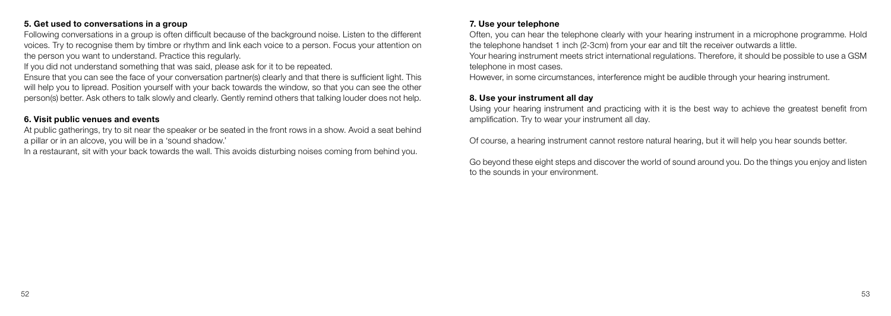#### 5. Get used to conversations in a group

Following conversations in a group is often difficult because of the background noise. Listen to the different voices. Try to recognise them by timbre or rhythm and link each voice to a person. Focus your attention on the person you want to understand. Practice this regularly.

If you did not understand something that was said, please ask for it to be repeated.

Ensure that you can see the face of your conversation partner(s) clearly and that there is sufficient light. This will help you to lipread. Position yourself with your back towards the window, so that you can see the other person(s) better. Ask others to talk slowly and clearly. Gently remind others that talking louder does not help.

#### 6. Visit public venues and events

At public gatherings, try to sit near the speaker or be seated in the front rows in a show. Avoid a seat behind a pillar or in an alcove, you will be in a 'sound shadow.'

In a restaurant, sit with your back towards the wall. This avoids disturbing noises coming from behind you.

#### 7. Use your telephone

Often, you can hear the telephone clearly with your hearing instrument in a microphone programme. Hold the telephone handset 1 inch (2-3cm) from your ear and tilt the receiver outwards a little.

Your hearing instrument meets strict international regulations. Therefore, it should be possible to use a GSM telephone in most cases.

However, in some circumstances, interference might be audible through your hearing instrument.

#### 8. Use your instrument all day

Using your hearing instrument and practicing with it is the best way to achieve the greatest benefit from amplification. Try to wear your instrument all day.

Of course, a hearing instrument cannot restore natural hearing, but it will help you hear sounds better.

Go beyond these eight steps and discover the world of sound around you. Do the things you enjoy and listen to the sounds in your environment.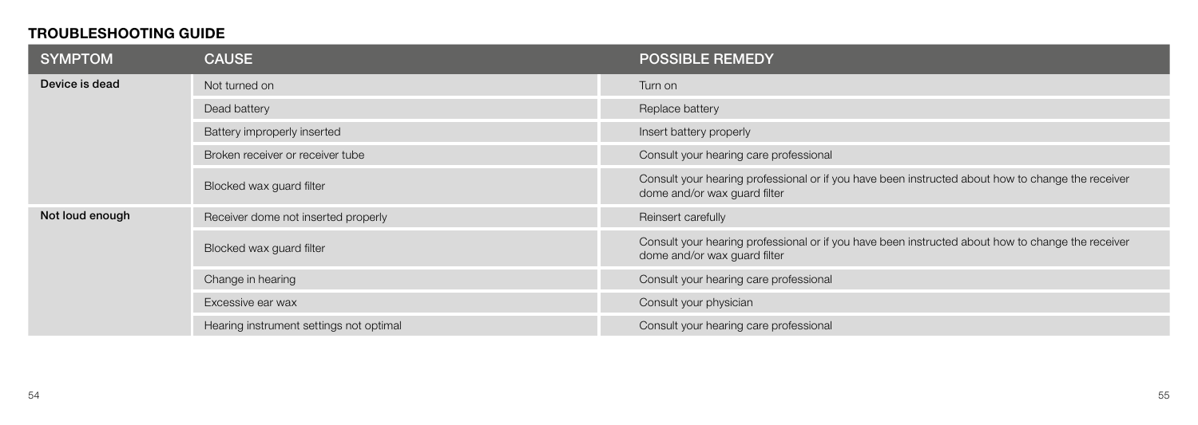## TROUBLESHOOTING GUIDE

| SYMPTOM | CAUSE | POSSIBLE REMEDY |
| --- | --- | --- |
| **Device is dead** | Not turned on | Turn on |
| | Dead battery | Replace battery |
| | Battery improperly inserted | Insert battery properly |
| | Broken receiver or receiver tube | Consult your hearing care professional |
| | Blocked wax guard filter | Consult your hearing professional or if you have been instructed about how to change the receiver dome and/or wax guard filter |
| **Not loud enough** | Receiver dome not inserted properly | Reinsert carefully |
| | Blocked wax guard filter | Consult your hearing professional or if you have been instructed about how to change the receiver dome and/or wax guard filter |
| | Change in hearing | Consult your hearing care professional |
| | Excessive ear wax | Consult your physician |
| | Hearing instrument settings not optimal | Consult your hearing care professional |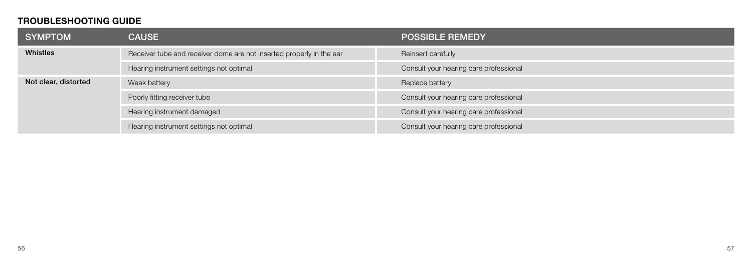## TROUBLESHOOTING GUIDE

| SYMPTOM | CAUSE | POSSIBLE REMEDY |
| --- | --- | --- |
| **Whistles** | Receiver tube and receiver dome are not inserted properly in the ear | Reinsert carefully |
| | Hearing instrument settings not optimal | Consult your hearing care professional |
| **Not clear, distorted** | Weak battery | Replace battery |
| | Poorly fitting receiver tube | Consult your hearing care professional |
| | Hearing instrument damaged | Consult your hearing care professional |
| | Hearing instrument settings not optimal | Consult your hearing care professional |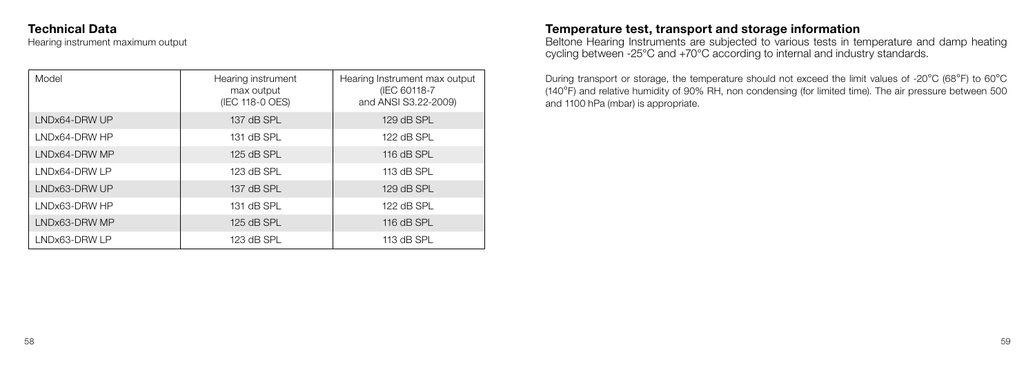## Technical Data

Hearing instrument maximum output

| Model | Hearing instrument max output (IEC 118-0 OES) | Hearing Instrument max output (IEC 60118-7 and ANSI S3.22-2009) |
|---|---|---|
| LNDx64-DRW UP | 137 dB SPL | 129 dB SPL |
| LNDx64-DRW HP | 131 dB SPL | 122 dB SPL |
| LNDx64-DRW MP | 125 dB SPL | 116 dB SPL |
| LNDx64-DRW LP | 123 dB SPL | 113 dB SPL |
| LNDx63-DRW UP | 137 dB SPL | 129 dB SPL |
| LNDx63-DRW HP | 131 dB SPL | 122 dB SPL |
| LNDx63-DRW MP | 125 dB SPL | 116 dB SPL |
| LNDx63-DRW LP | 123 dB SPL | 113 dB SPL |

## Temperature test, transport and storage information

Beltone Hearing Instruments are subjected to various tests in temperature and damp heating cycling between -25°C and +70°C according to internal and industry standards.

During transport or storage, the temperature should not exceed the limit values of -20°C (68°F) to 60°C (140°F) and relative humidity of 90% RH, non condensing (for limited time). The air pressure between 500 and 1100 hPa (mbar) is appropriate.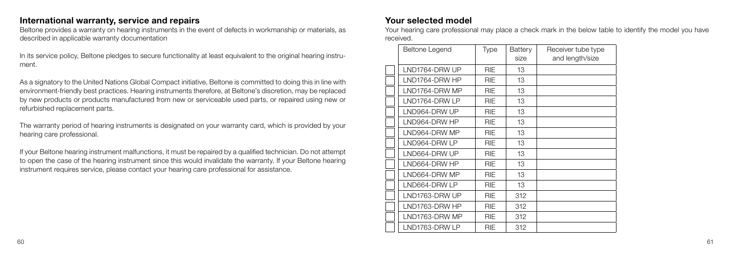## International warranty, service and repairs

Beltone provides a warranty on hearing instruments in the event of defects in workmanship or materials, as described in applicable warranty documentation

In its service policy, Beltone pledges to secure functionality at least equivalent to the original hearing instrument.

As a signatory to the United Nations Global Compact initiative, Beltone is committed to doing this in line with environment-friendly best practices. Hearing instruments therefore, at Beltone's discretion, may be replaced by new products or products manufactured from new or serviceable used parts, or repaired using new or refurbished replacement parts.

The warranty period of hearing instruments is designated on your warranty card, which is provided by your hearing care professional.

If your Beltone hearing instrument malfunctions, it must be repaired by a qualified technician. Do not attempt to open the case of the hearing instrument since this would invalidate the warranty. If your Beltone hearing instrument requires service, please contact your hearing care professional for assistance.

## Your selected model

Your hearing care professional may place a check mark in the below table to identify the model you have received.

| | Beltone Legend | Type | Battery size | Receiver tube type and length/size |
|---|---|---|---|---|
| ☐ | LND1764-DRW UP | RIE | 13 | |
| ☐ | LND1764-DRW HP | RIE | 13 | |
| ☐ | LND1764-DRW MP | RIE | 13 | |
| ☐ | LND1764-DRW LP | RIE | 13 | |
| ☐ | LND964-DRW UP | RIE | 13 | |
| ☐ | LND964-DRW HP | RIE | 13 | |
| ☐ | LND964-DRW MP | RIE | 13 | |
| ☐ | LND964-DRW LP | RIE | 13 | |
| ☐ | LND664-DRW UP | RIE | 13 | |
| ☐ | LND664-DRW HP | RIE | 13 | |
| ☐ | LND664-DRW MP | RIE | 13 | |
| ☐ | LND664-DRW LP | RIE | 13 | |
| ☐ | LND1763-DRW UP | RIE | 312 | |
| ☐ | LND1763-DRW HP | RIE | 312 | |
| ☐ | LND1763-DRW MP | RIE | 312 | |
| ☐ | LND1763-DRW LP | RIE | 312 | |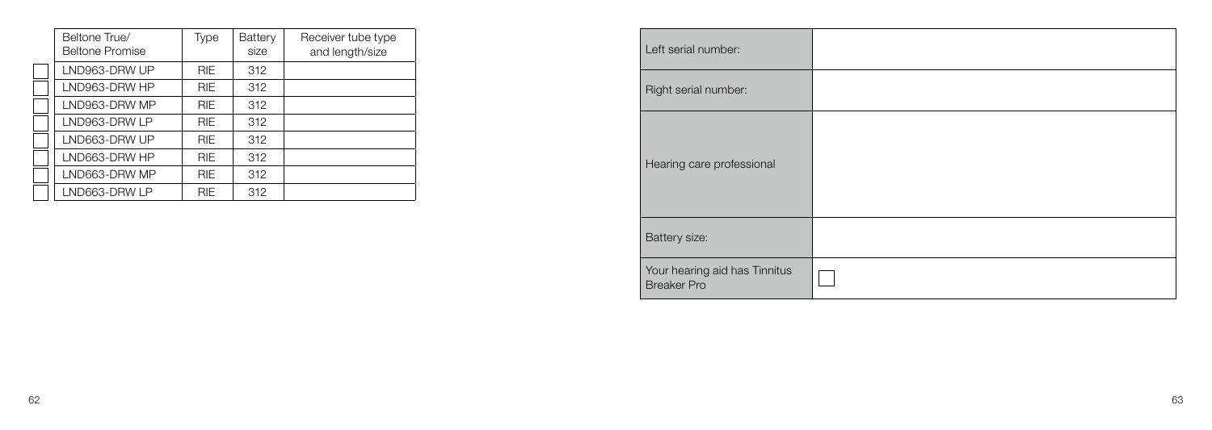| | Beltone True/ Beltone Promise | Type | Battery size | Receiver tube type and length/size |
|---|---|---|---|---|
| ☐ | LND963-DRW UP | RIE | 312 | |
| ☐ | LND963-DRW HP | RIE | 312 | |
| ☐ | LND963-DRW MP | RIE | 312 | |
| ☐ | LND963-DRW LP | RIE | 312 | |
| ☐ | LND663-DRW UP | RIE | 312 | |
| ☐ | LND663-DRW HP | RIE | 312 | |
| ☐ | LND663-DRW MP | RIE | 312 | |
| ☐ | LND663-DRW LP | RIE | 312 | |

| | |
|---|---|
| Left serial number: | |
| Right serial number: | |
| Hearing care professional | |
| Battery size: | |
| Your hearing aid has Tinnitus Breaker Pro | ☐ |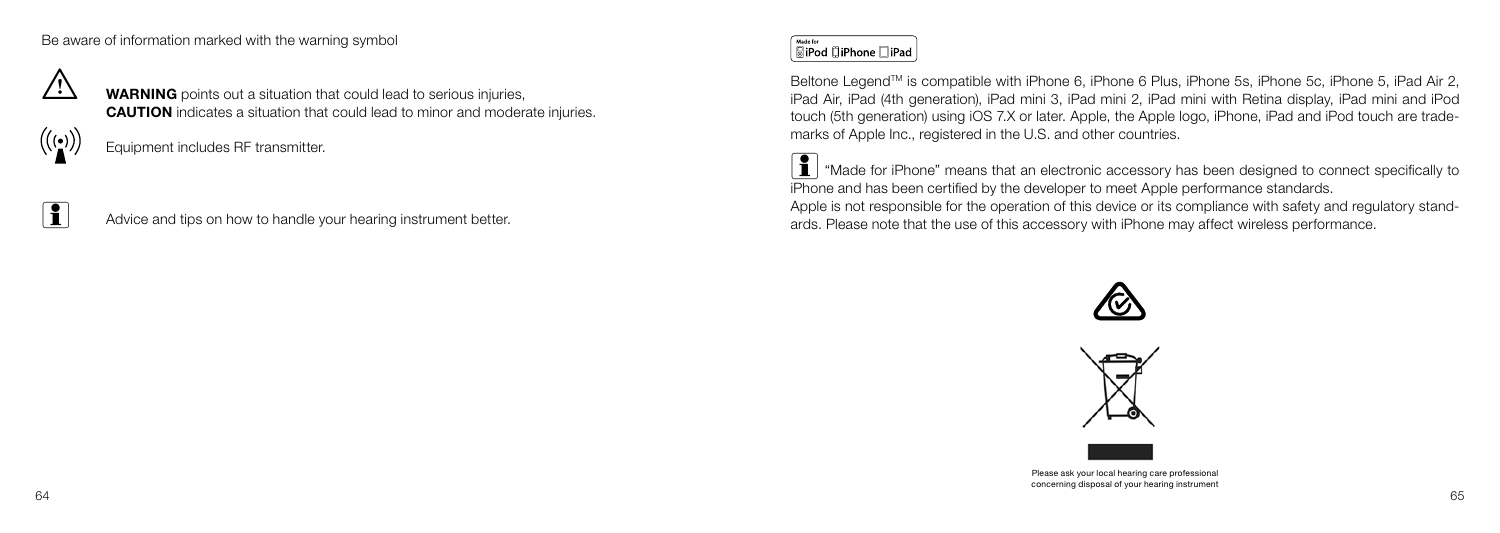Be aware of information marked with the warning symbol

**WARNING** points out a situation that could lead to serious injuries,
**CAUTION** indicates a situation that could lead to minor and moderate injuries.

Equipment includes RF transmitter.

Advice and tips on how to handle your hearing instrument better.

Made for iPod iPhone iPad

Beltone Legend™ is compatible with iPhone 6, iPhone 6 Plus, iPhone 5s, iPhone 5c, iPhone 5, iPad Air 2, iPad Air, iPad (4th generation), iPad mini 3, iPad mini 2, iPad mini with Retina display, iPad mini and iPod touch (5th generation) using iOS 7.X or later. Apple, the Apple logo, iPhone, iPad and iPod touch are trademarks of Apple Inc., registered in the U.S. and other countries.

"Made for iPhone" means that an electronic accessory has been designed to connect specifically to iPhone and has been certified by the developer to meet Apple performance standards.
Apple is not responsible for the operation of this device or its compliance with safety and regulatory standards. Please note that the use of this accessory with iPhone may affect wireless performance.

Please ask your local hearing care professional concerning disposal of your hearing instrument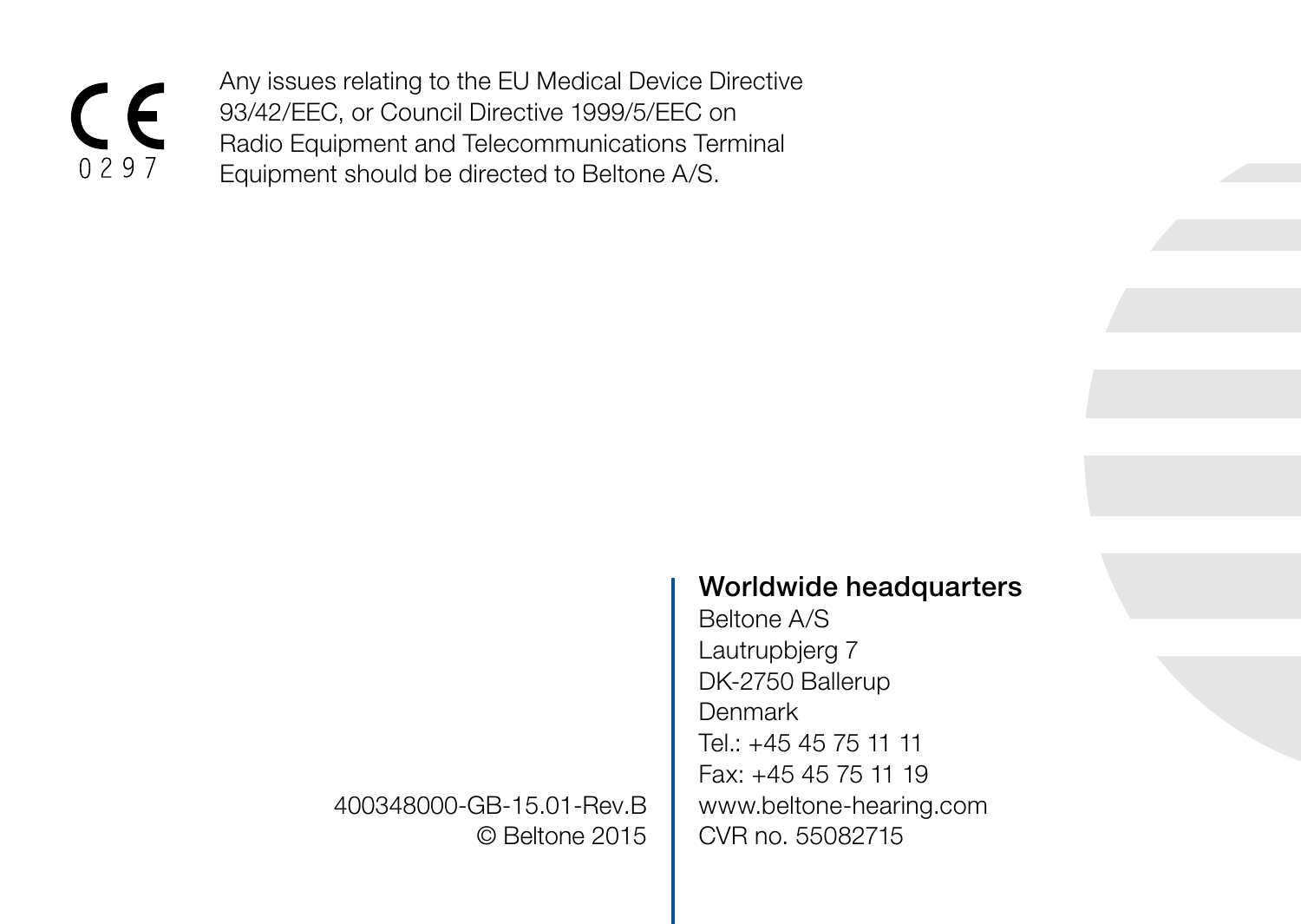CE 0297

Any issues relating to the EU Medical Device Directive 93/42/EEC, or Council Directive 1999/5/EEC on Radio Equipment and Telecommunications Terminal Equipment should be directed to Beltone A/S.

400348000-GB-15.01-Rev.B
© Beltone 2015

**Worldwide headquarters**
Beltone A/S
Lautrupbjerg 7
DK-2750 Ballerup
Denmark
Tel.: +45 45 75 11 11
Fax: +45 45 75 11 19
www.beltone-hearing.com
CVR no. 55082715